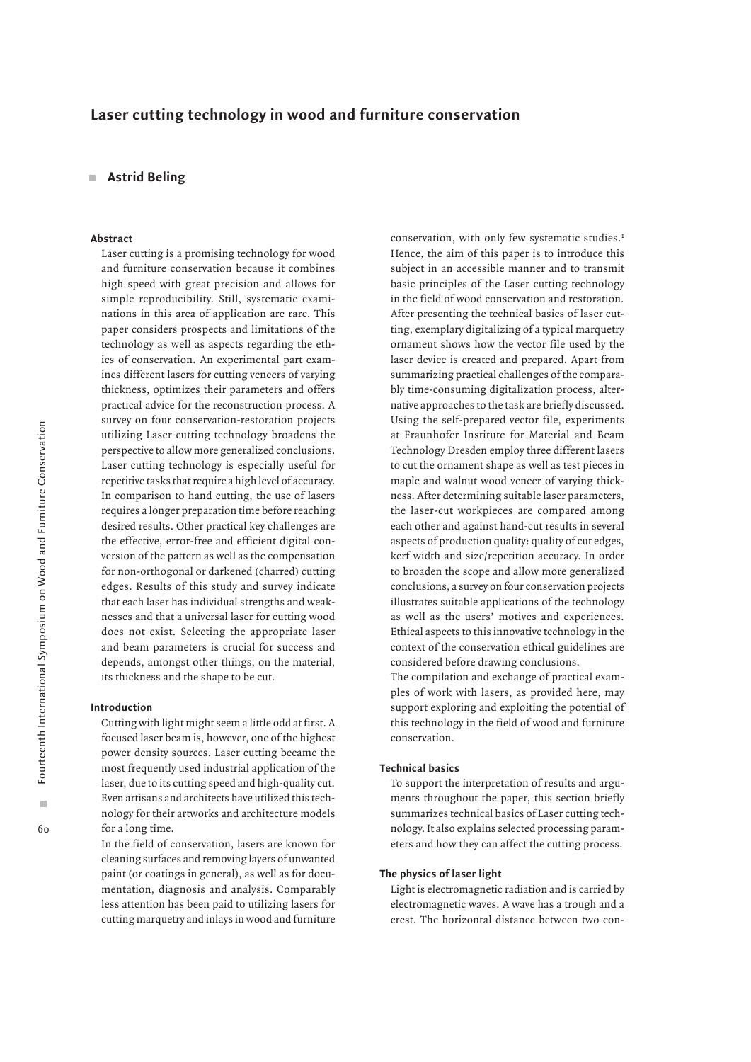# Laser cutting technology in wood and furniture conservation

**Astrid Beling**

### Abstract

Laser cutting is a promising technology for wood and furniture conservation because it combines high speed with great precision and allows for simple reproducibility. Still, systematic examinations in this area of application are rare. This paper considers prospects and limitations of the technology as well as aspects regarding the ethics of conservation. An experimental part examines different lasers for cutting veneers of varying thickness, optimizes their parameters and offers practical advice for the reconstruction process. A survey on four conservation-restoration projects utilizing Laser cutting technology broadens the perspective to allow more generalized conclusions. Laser cutting technology is especially useful for repetitive tasks that require a high level of accuracy. In comparison to hand cutting, the use of lasers requires a longer preparation time before reaching desired results. Other practical key challenges are the effective, error-free and efficient digital conversion of the pattern as well as the compensation for non-orthogonal or darkened (charred) cutting edges. Results of this study and survey indicate that each laser has individual strengths and weaknesses and that a universal laser for cutting wood does not exist. Selecting the appropriate laser and beam parameters is crucial for success and depends, amongst other things, on the material, its thickness and the shape to be cut.

### Introduction

Cutting with light might seem a little odd at first. A focused laser beam is, however, one of the highest power density sources. Laser cutting became the most frequently used industrial application of the laser, due to its cutting speed and high-quality cut. Even artisans and architects have utilized this technology for their artworks and architecture models for a long time.

In the field of conservation, lasers are known for cleaning surfaces and removing layers of unwanted paint (or coatings in general), as well as for documentation, diagnosis and analysis. Comparably less attention has been paid to utilizing lasers for cutting marquetry and inlays in wood and furniture conservation, with only few systematic studies.[1] Hence, the aim of this paper is to introduce this subject in an accessible manner and to transmit basic principles of the Laser cutting technology in the field of wood conservation and restoration. After presenting the technical basics of laser cutting, exemplary digitalizing of a typical marquetry ornament shows how the vector file used by the laser device is created and prepared. Apart from summarizing practical challenges of the comparably time-consuming digitalization process, alternative approaches to the task are briefly discussed. Using the self-prepared vector file, experiments at Fraunhofer Institute for Material and Beam Technology Dresden employ three different lasers to cut the ornament shape as well as test pieces in maple and walnut wood veneer of varying thickness. After determining suitable laser parameters, the laser-cut workpieces are compared among each other and against hand-cut results in several aspects of production quality: quality of cut edges, kerf width and size/repetition accuracy. In order to broaden the scope and allow more generalized conclusions, a survey on four conservation projects illustrates suitable applications of the technology as well as the users' motives and experiences. Ethical aspects to this innovative technology in the context of the conservation ethical guidelines are considered before drawing conclusions.

The compilation and exchange of practical examples of work with lasers, as provided here, may support exploring and exploiting the potential of this technology in the field of wood and furniture conservation.

### Technical basics

To support the interpretation of results and arguments throughout the paper, this section briefly summarizes technical basics of Laser cutting technology. It also explains selected processing parameters and how they can affect the cutting process.

### The physics of laser light

Light is electromagnetic radiation and is carried by electromagnetic waves. A wave has a trough and a crest. The horizontal distance between two con-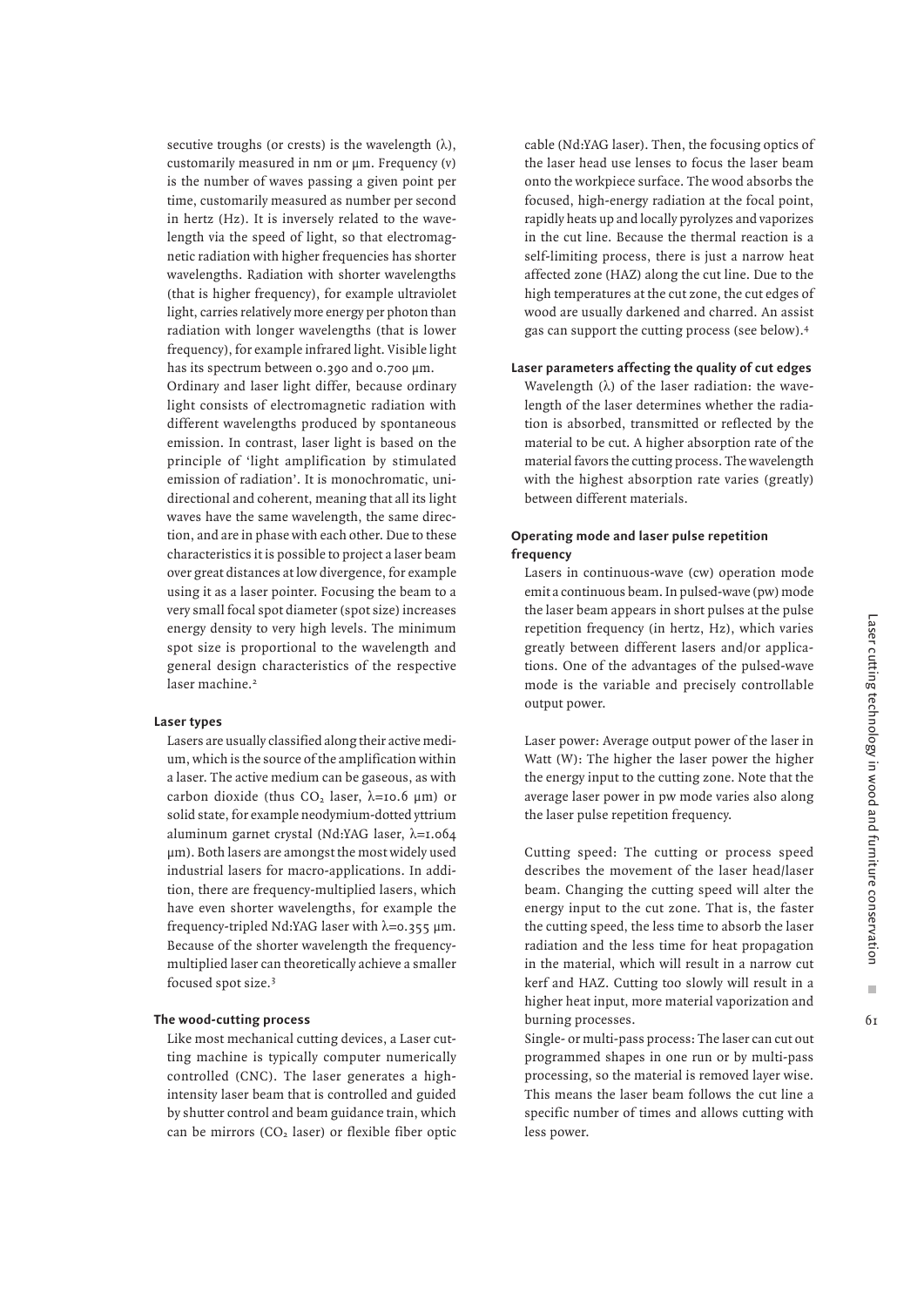secutive troughs (or crests) is the wavelength (λ), customarily measured in nm or µm. Frequency (ν) is the number of waves passing a given point per time, customarily measured as number per second in hertz (Hz). It is inversely related to the wavelength via the speed of light, so that electromagnetic radiation with higher frequencies has shorter wavelengths. Radiation with shorter wavelengths (that is higher frequency), for example ultraviolet light, carries relatively more energy per photon than radiation with longer wavelengths (that is lower frequency), for example infrared light. Visible light has its spectrum between 0.390 and 0.700 µm.

Ordinary and laser light differ, because ordinary light consists of electromagnetic radiation with different wavelengths produced by spontaneous emission. In contrast, laser light is based on the principle of 'light amplification by stimulated emission of radiation'. It is monochromatic, unidirectional and coherent, meaning that all its light waves have the same wavelength, the same direction, and are in phase with each other. Due to these characteristics it is possible to project a laser beam over great distances at low divergence, for example using it as a laser pointer. Focusing the beam to a very small focal spot diameter (spot size) increases energy density to very high levels. The minimum spot size is proportional to the wavelength and general design characteristics of the respective laser machine.[2]

### Laser types

Lasers are usually classified along their active medium, which is the source of the amplification within a laser. The active medium can be gaseous, as with carbon dioxide (thus $CO_2$ laser, λ=10.6 µm) or solid state, for example neodymium-dotted yttrium aluminum garnet crystal (Nd:YAG laser, λ=1.064 µm). Both lasers are amongst the most widely used industrial lasers for macro-applications. In addition, there are frequency-multiplied lasers, which have even shorter wavelengths, for example the frequency-tripled Nd:YAG laser with λ=0.355 µm. Because of the shorter wavelength the frequency-multiplied laser can theoretically achieve a smaller focused spot size.[3]

### The wood-cutting process

Like most mechanical cutting devices, a Laser cutting machine is typically computer numerically controlled (CNC). The laser generates a high-intensity laser beam that is controlled and guided by shutter control and beam guidance train, which can be mirrors ($CO_2$ laser) or flexible fiber optic cable (Nd:YAG laser). Then, the focusing optics of the laser head use lenses to focus the laser beam onto the workpiece surface. The wood absorbs the focused, high-energy radiation at the focal point, rapidly heats up and locally pyrolyzes and vaporizes in the cut line. Because the thermal reaction is a self-limiting process, there is just a narrow heat affected zone (HAZ) along the cut line. Due to the high temperatures at the cut zone, the cut edges of wood are usually darkened and charred. An assist gas can support the cutting process (see below).[4]

### Laser parameters affecting the quality of cut edges

Wavelength (λ) of the laser radiation: the wavelength of the laser determines whether the radiation is absorbed, transmitted or reflected by the material to be cut. A higher absorption rate of the material favors the cutting process. The wavelength with the highest absorption rate varies (greatly) between different materials.

### Operating mode and laser pulse repetition frequency

Lasers in continuous-wave (cw) operation mode emit a continuous beam. In pulsed-wave (pw) mode the laser beam appears in short pulses at the pulse repetition frequency (in hertz, Hz), which varies greatly between different lasers and/or applications. One of the advantages of the pulsed-wave mode is the variable and precisely controllable output power.

Laser power: Average output power of the laser in Watt (W): The higher the laser power the higher the energy input to the cutting zone. Note that the average laser power in pw mode varies also along the laser pulse repetition frequency.

Cutting speed: The cutting or process speed describes the movement of the laser head/laser beam. Changing the cutting speed will alter the energy input to the cut zone. That is, the faster the cutting speed, the less time to absorb the laser radiation and the less time for heat propagation in the material, which will result in a narrow cut kerf and HAZ. Cutting too slowly will result in a higher heat input, more material vaporization and burning processes.

Single- or multi-pass process: The laser can cut out programmed shapes in one run or by multi-pass processing, so the material is removed layer wise. This means the laser beam follows the cut line a specific number of times and allows cutting with less power.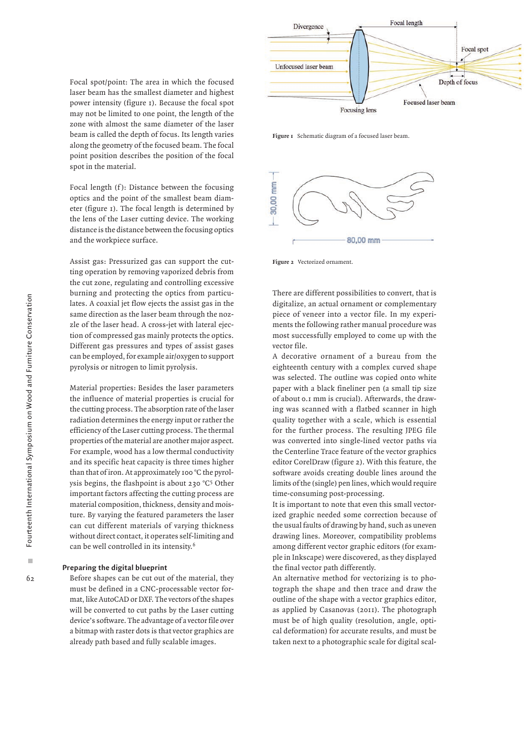Focal spot/point: The area in which the focused laser beam has the smallest diameter and highest power intensity (figure 1). Because the focal spot may not be limited to one point, the length of the zone with almost the same diameter of the laser beam is called the depth of focus. Its length varies along the geometry of the focused beam. The focal point position describes the position of the focal spot in the material.

Focal length (f): Distance between the focusing optics and the point of the smallest beam diameter (figure 1). The focal length is determined by the lens of the Laser cutting device. The working distance is the distance between the focusing optics and the workpiece surface.

Assist gas: Pressurized gas can support the cutting operation by removing vaporized debris from the cut zone, regulating and controlling excessive burning and protecting the optics from particulates. A coaxial jet flow ejects the assist gas in the same direction as the laser beam through the nozzle of the laser head. A cross-jet with lateral ejection of compressed gas mainly protects the optics. Different gas pressures and types of assist gases can be employed, for example air/oxygen to support pyrolysis or nitrogen to limit pyrolysis.

Material properties: Besides the laser parameters the influence of material properties is crucial for the cutting process. The absorption rate of the laser radiation determines the energy input or rather the efficiency of the Laser cutting process. The thermal properties of the material are another major aspect. For example, wood has a low thermal conductivity and its specific heat capacity is three times higher than that of iron. At approximately 100 °C the pyrolysis begins, the flashpoint is about 230 °C[5] Other important factors affecting the cutting process are material composition, thickness, density and moisture. By varying the featured parameters the laser can cut different materials of varying thickness without direct contact, it operates self-limiting and can be well controlled in its intensity.[6]

### Preparing the digital blueprint

Before shapes can be cut out of the material, they must be defined in a CNC-processable vector format, like AutoCAD or DXF. The vectors of the shapes will be converted to cut paths by the Laser cutting device's software. The advantage of a vector file over a bitmap with raster dots is that vector graphics are already path based and fully scalable images.

**Figure 1** Schematic diagram of a focused laser beam.

**Figure 2** Vectorized ornament.

There are different possibilities to convert, that is digitalize, an actual ornament or complementary piece of veneer into a vector file. In my experiments the following rather manual procedure was most successfully employed to come up with the vector file.

A decorative ornament of a bureau from the eighteenth century with a complex curved shape was selected. The outline was copied onto white paper with a black fineliner pen (a small tip size of about 0.1 mm is crucial). Afterwards, the drawing was scanned with a flatbed scanner in high quality together with a scale, which is essential for the further process. The resulting JPEG file was converted into single-lined vector paths via the Centerline Trace feature of the vector graphics editor CorelDraw (figure 2). With this feature, the software avoids creating double lines around the limits of the (single) pen lines, which would require time-consuming post-processing.

It is important to note that even this small vectorized graphic needed some correction because of the usual faults of drawing by hand, such as uneven drawing lines. Moreover, compatibility problems among different vector graphic editors (for example in Inkscape) were discovered, as they displayed the final vector path differently.

An alternative method for vectorizing is to photograph the shape and then trace and draw the outline of the shape with a vector graphics editor, as applied by Casanovas (2011). The photograph must be of high quality (resolution, angle, optical deformation) for accurate results, and must be taken next to a photographic scale for digital scal-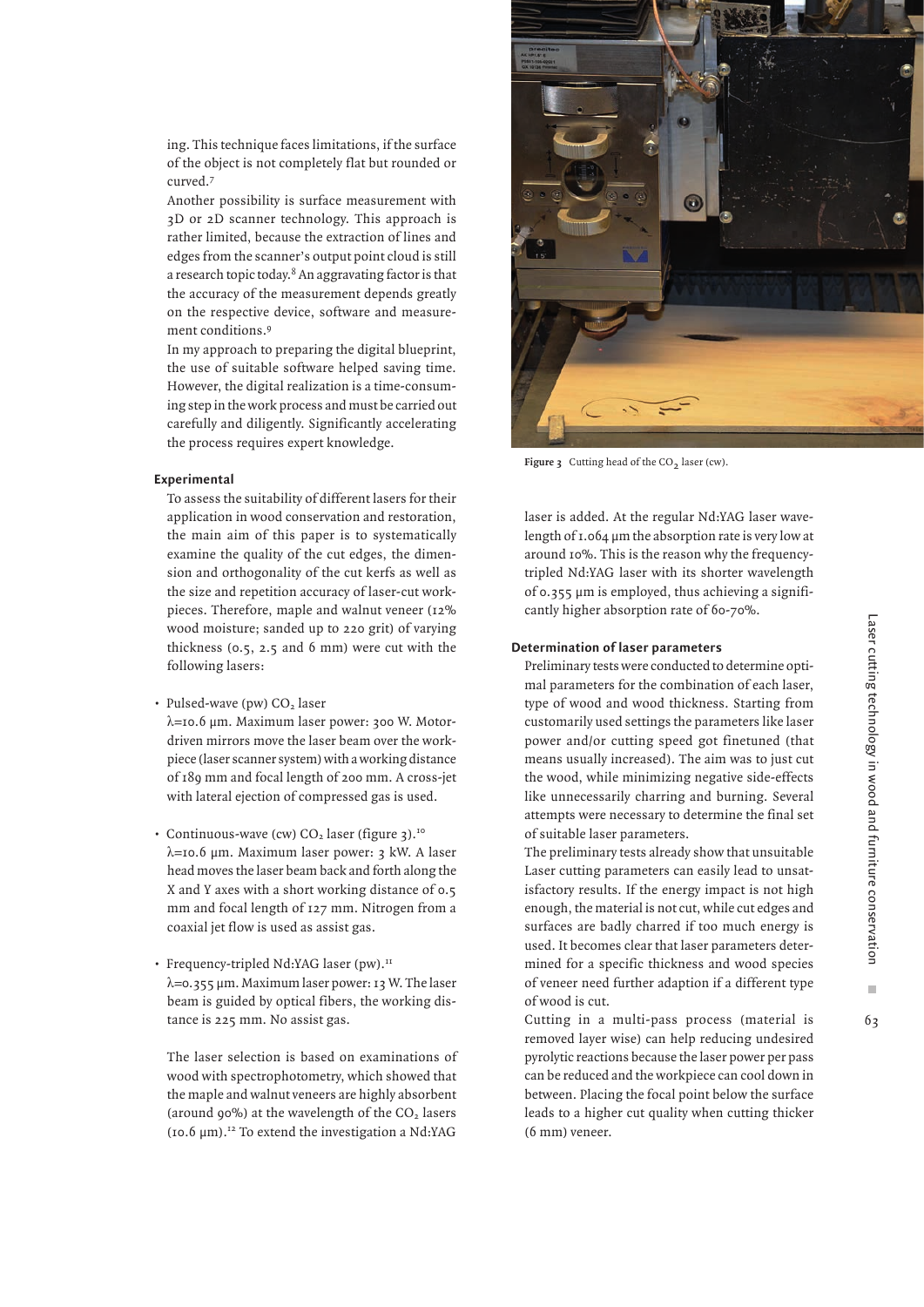ing. This technique faces limitations, if the surface of the object is not completely flat but rounded or curved.[7]

Another possibility is surface measurement with 3D or 2D scanner technology. This approach is rather limited, because the extraction of lines and edges from the scanner's output point cloud is still a research topic today.[8] An aggravating factor is that the accuracy of the measurement depends greatly on the respective device, software and measurement conditions.[9]

In my approach to preparing the digital blueprint, the use of suitable software helped saving time. However, the digital realization is a time-consuming step in the work process and must be carried out carefully and diligently. Significantly accelerating the process requires expert knowledge.

#### Experimental

To assess the suitability of different lasers for their application in wood conservation and restoration, the main aim of this paper is to systematically examine the quality of the cut edges, the dimension and orthogonality of the cut kerfs as well as the size and repetition accuracy of laser-cut workpieces. Therefore, maple and walnut veneer (12% wood moisture; sanded up to 220 grit) of varying thickness (0.5, 2.5 and 6 mm) were cut with the following lasers:

- Pulsed-wave (pw) $CO_2$ laser
  $\lambda$=10.6 µm. Maximum laser power: 300 W. Motor-driven mirrors move the laser beam over the workpiece (laser scanner system) with a working distance of 189 mm and focal length of 200 mm. A cross-jet with lateral ejection of compressed gas is used.

- Continuous-wave (cw) $CO_2$ laser (figure 3).[10]
  $\lambda$=10.6 µm. Maximum laser power: 3 kW. A laser head moves the laser beam back and forth along the X and Y axes with a short working distance of 0.5 mm and focal length of 127 mm. Nitrogen from a coaxial jet flow is used as assist gas.

- Frequency-tripled Nd:YAG laser (pw).[11]
  $\lambda$=0.355 µm. Maximum laser power: 13 W. The laser beam is guided by optical fibers, the working distance is 225 mm. No assist gas.

The laser selection is based on examinations of wood with spectrophotometry, which showed that the maple and walnut veneers are highly absorbent (around 90%) at the wavelength of the $CO_2$ lasers (10.6 µm).[12] To extend the investigation a Nd:YAG laser is added. At the regular Nd:YAG laser wavelength of 1.064 µm the absorption rate is very low at around 10%. This is the reason why the frequency-tripled Nd:YAG laser with its shorter wavelength of 0.355 µm is employed, thus achieving a significantly higher absorption rate of 60-70%.

**Figure 3** Cutting head of the $CO_2$ laser (cw).

#### Determination of laser parameters

Preliminary tests were conducted to determine optimal parameters for the combination of each laser, type of wood and wood thickness. Starting from customarily used settings the parameters like laser power and/or cutting speed got finetuned (that means usually increased). The aim was to just cut the wood, while minimizing negative side-effects like unnecessarily charring and burning. Several attempts were necessary to determine the final set of suitable laser parameters.

The preliminary tests already show that unsuitable Laser cutting parameters can easily lead to unsatisfactory results. If the energy impact is not high enough, the material is not cut, while cut edges and surfaces are badly charred if too much energy is used. It becomes clear that laser parameters determined for a specific thickness and wood species of veneer need further adaption if a different type of wood is cut.

Cutting in a multi-pass process (material is removed layer wise) can help reducing undesired pyrolytic reactions because the laser power per pass can be reduced and the workpiece can cool down in between. Placing the focal point below the surface leads to a higher cut quality when cutting thicker (6 mm) veneer.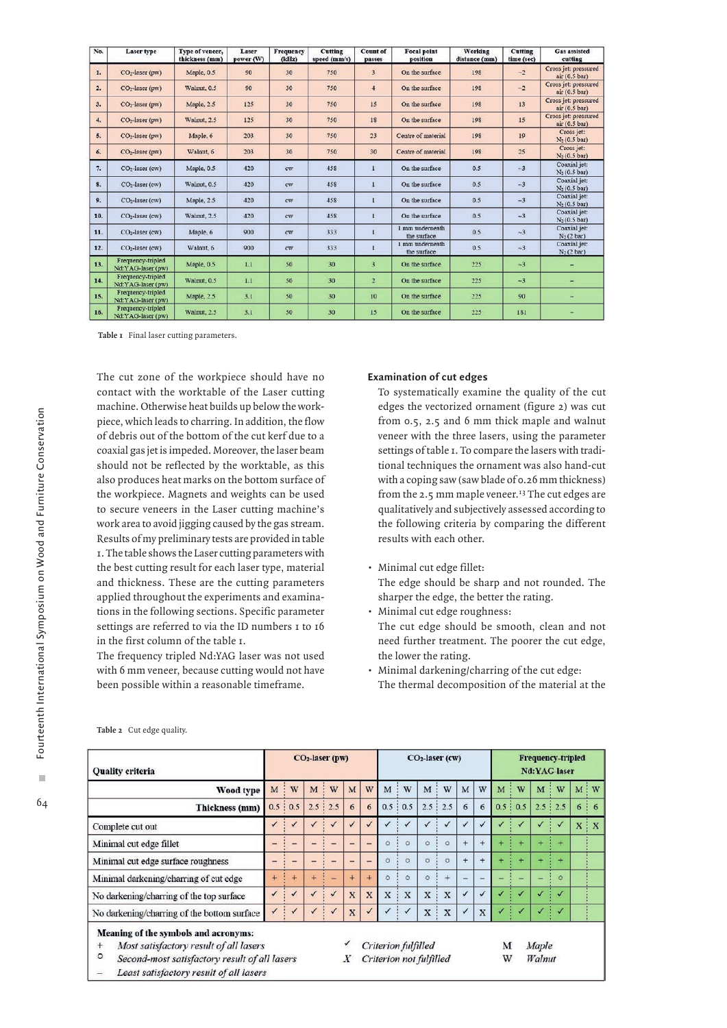| No. | Laser type | Type of veneer, thickness (mm) | Laser power (W) | Frequency (kHz) | Cutting speed (mm/s) | Count of passes | Focal point position | Working distance (mm) | Cutting time (sec) | Gas assisted cutting |
|---|---|---|---|---|---|---|---|---|---|---|
| 1. | $CO_2$-laser (pw) | Maple, 0.5 | 90 | 30 | 750 | 3 | On the surface | 198 | ~2 | Cross jet: pressured air (0.5 bar) |
| 2. | $CO_2$-laser (pw) | Walnut, 0.5 | 90 | 30 | 750 | 4 | On the surface | 198 | ~2 | Cross jet: pressured air (0.5 bar) |
| 3. | $CO_2$-laser (pw) | Maple, 2.5 | 125 | 30 | 750 | 15 | On the surface | 198 | 13 | Cross jet: pressured air (0.5 bar) |
| 4. | $CO_2$-laser (pw) | Walnut, 2.5 | 125 | 30 | 750 | 18 | On the surface | 198 | 15 | Cross jet: pressured air (0.5 bar) |
| 5. | $CO_2$-laser (pw) | Maple, 6 | 203 | 30 | 750 | 23 | Centre of material | 198 | 19 | Cross jet: $N_2$ (0.5 bar) |
| 6. | $CO_2$-laser (pw) | Walnut, 6 | 203 | 30 | 750 | 30 | Centre of material | 198 | 25 | Cross jet: $N_2$ (0.5 bar) |
| 7. | $CO_2$-laser (cw) | Maple, 0.5 | 420 | cw | 458 | 1 | On the surface | 0.5 | ~3 | Coaxial jet: $N_2$ (0.5 bar) |
| 8. | $CO_2$-laser (cw) | Walnut, 0.5 | 420 | cw | 458 | 1 | On the surface | 0.5 | ~3 | Coaxial jet: $N_2$ (0.5 bar) |
| 9. | $CO_2$-laser (cw) | Maple, 2.5 | 420 | cw | 458 | 1 | On the surface | 0.5 | ~3 | Coaxial jet: $N_2$ (0.5 bar) |
| 10. | $CO_2$-laser (cw) | Walnut, 2.5 | 420 | cw | 458 | 1 | On the surface | 0.5 | ~3 | Coaxial jet: $N_2$ (0.5 bar) |
| 11. | $CO_2$-laser (cw) | Maple, 6 | 900 | cw | 333 | 1 | 1 mm underneath the surface | 0.5 | ~3 | Coaxial jet: $N_2$ (2 bar) |
| 12. | $CO_2$-laser (cw) | Walnut, 6 | 900 | cw | 333 | 1 | 1 mm underneath the surface | 0.5 | ~3 | Coaxial jet: $N_2$ (2 bar) |
| 13. | Frequency-tripled Nd:YAG-laser (pw) | Maple, 0.5 | 1.1 | 50 | 30 | 3 | On the surface | 225 | ~3 | – |
| 14. | Frequency-tripled Nd:YAG-laser (pw) | Walnut, 0.5 | 1.1 | 50 | 30 | 2 | On the surface | 225 | ~3 | – |
| 15. | Frequency-tripled Nd:YAG-laser (pw) | Maple, 2.5 | 3.1 | 50 | 30 | 10 | On the surface | 225 | 90 | – |
| 16. | Frequency-tripled Nd:YAG-laser (pw) | Walnut, 2.5 | 3.1 | 50 | 30 | 15 | On the surface | 225 | 181 | – |

**Table 1** Final laser cutting parameters.

The cut zone of the workpiece should have no contact with the worktable of the Laser cutting machine. Otherwise heat builds up below the workpiece, which leads to charring. In addition, the flow of debris out of the bottom of the cut kerf due to a coaxial gas jet is impeded. Moreover, the laser beam should not be reflected by the worktable, as this also produces heat marks on the bottom surface of the workpiece. Magnets and weights can be used to secure veneers in the Laser cutting machine's work area to avoid jigging caused by the gas stream. Results of my preliminary tests are provided in table 1. The table shows the Laser cutting parameters with the best cutting result for each laser type, material and thickness. These are the cutting parameters applied throughout the experiments and examinations in the following sections. Specific parameter settings are referred to via the ID numbers 1 to 16 in the first column of the table 1.

The frequency tripled Nd:YAG laser was not used with 6 mm veneer, because cutting would not have been possible within a reasonable timeframe.

### Examination of cut edges

To systematically examine the quality of the cut edges the vectorized ornament (figure 2) was cut from 0.5, 2.5 and 6 mm thick maple and walnut veneer with the three lasers, using the parameter settings of table 1. To compare the lasers with traditional techniques the ornament was also hand-cut with a coping saw (saw blade of 0.26 mm thickness) from the 2.5 mm maple veneer.[13] The cut edges are qualitatively and subjectively assessed according to the following criteria by comparing the different results with each other.

- Minimal cut edge fillet:
  The edge should be sharp and not rounded. The sharper the edge, the better the rating.
- Minimal cut edge roughness:
  The cut edge should be smooth, clean and not need further treatment. The poorer the cut edge, the lower the rating.
- Minimal darkening/charring of the cut edge:
  The thermal decomposition of the material at the

**Table 2** Cut edge quality.

| Quality criteria | $CO_2$-laser (pw) | | | | | | $CO_2$-laser (cw) | | | | | | Frequency-tripled Nd:YAG-laser | | | | | |
|---|---|---|---|---|---|---|---|---|---|---|---|---|---|---|---|---|---|---|
| **Wood type** | M | W | M | W | M | W | M | W | M | W | M | W | M | W | M | W | M | W |
| **Thickness (mm)** | 0.5 | 0.5 | 2.5 | 2.5 | 6 | 6 | 0.5 | 0.5 | 2.5 | 2.5 | 6 | 6 | 0.5 | 0.5 | 2.5 | 2.5 | 6 | 6 |
| Complete cut out | ✓ | ✓ | ✓ | ✓ | ✓ | ✓ | ✓ | ✓ | ✓ | ✓ | ✓ | ✓ | ✓ | ✓ | ✓ | ✓ | X | X |
| Minimal cut edge fillet | – | – | – | – | – | – | ○ | ○ | ○ | ○ | + | + | + | + | + | + | | |
| Minimal cut edge surface roughness | – | – | – | – | – | – | ○ | ○ | ○ | ○ | + | + | + | + | + | + | | |
| Minimal darkening/charring of cut edge | + | + | + | – | + | + | ○ | ○ | ○ | + | – | – | – | – | – | ○ | | |
| No darkening/charring of the top surface | ✓ | ✓ | ✓ | ✓ | X | X | X | X | X | X | ✓ | ✓ | ✓ | ✓ | ✓ | ✓ | | |
| No darkening/charring of the bottom surface | ✓ | ✓ | ✓ | ✓ | X | ✓ | ✓ | ✓ | X | X | ✓ | X | ✓ | ✓ | ✓ | ✓ | | |

**Meaning of the symbols and acronyms:**

- \+ *Most satisfactory result of all lasers*
- ○ *Second-most satisfactory result of all lasers*
- – *Least satisfactory result of all lasers*
- ✓ *Criterion fulfilled*
- X *Criterion not fulfilled*
- M *Maple*
- W *Walnut*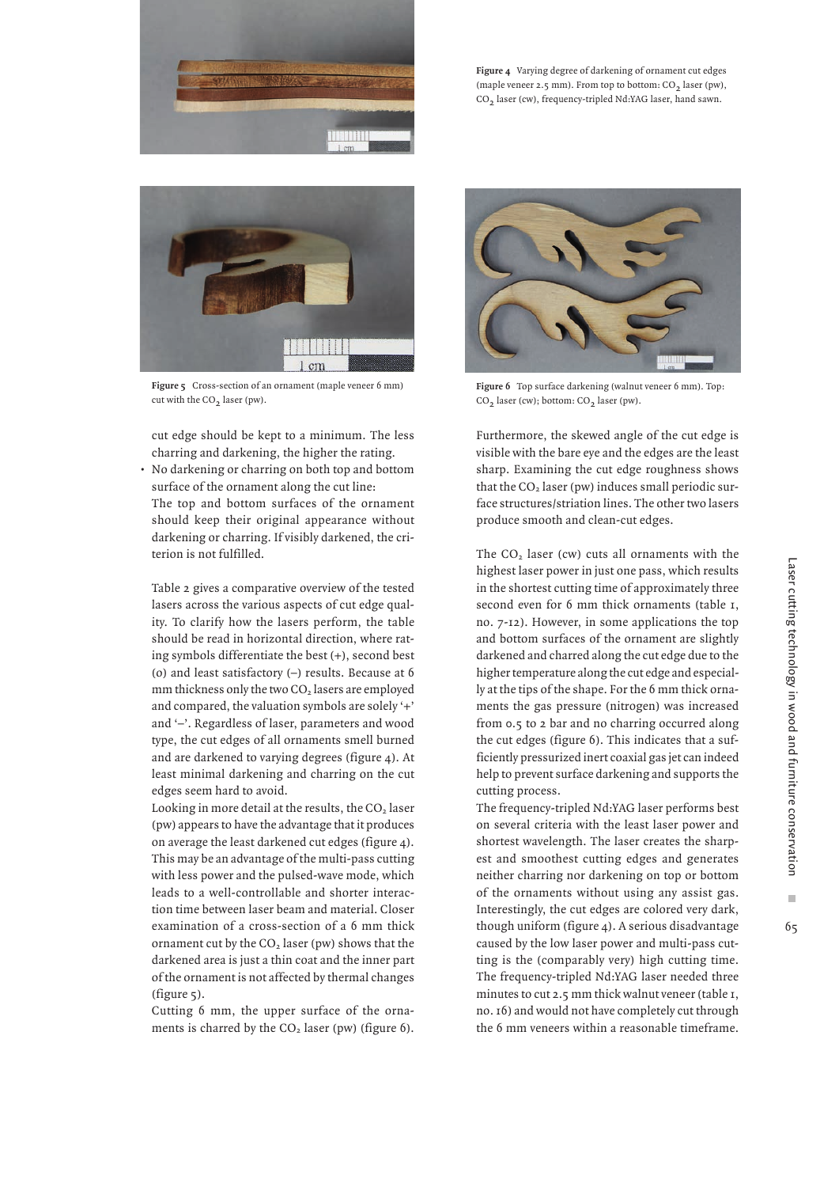Figure 4 Varying degree of darkening of ornament cut edges (maple veneer 2.5 mm). From top to bottom: $CO_2$ laser (pw), $CO_2$ laser (cw), frequency-tripled Nd:YAG laser, hand sawn.

Figure 5 Cross-section of an ornament (maple veneer 6 mm) cut with the $CO_2$ laser (pw).

Figure 6 Top surface darkening (walnut veneer 6 mm). Top: $CO_2$ laser (cw); bottom: $CO_2$ laser (pw).

cut edge should be kept to a minimum. The less charring and darkening, the higher the rating.

- No darkening or charring on both top and bottom surface of the ornament along the cut line:
  The top and bottom surfaces of the ornament should keep their original appearance without darkening or charring. If visibly darkened, the criterion is not fulfilled.

Table 2 gives a comparative overview of the tested lasers across the various aspects of cut edge quality. To clarify how the lasers perform, the table should be read in horizontal direction, where rating symbols differentiate the best (+), second best (o) and least satisfactory (–) results. Because at 6 mm thickness only the two $CO_2$ lasers are employed and compared, the valuation symbols are solely '+' and '–'. Regardless of laser, parameters and wood type, the cut edges of all ornaments smell burned and are darkened to varying degrees (figure 4). At least minimal darkening and charring on the cut edges seem hard to avoid.

Looking in more detail at the results, the $CO_2$ laser (pw) appears to have the advantage that it produces on average the least darkened cut edges (figure 4). This may be an advantage of the multi-pass cutting with less power and the pulsed-wave mode, which leads to a well-controllable and shorter interaction time between laser beam and material. Closer examination of a cross-section of a 6 mm thick ornament cut by the $CO_2$ laser (pw) shows that the darkened area is just a thin coat and the inner part of the ornament is not affected by thermal changes (figure 5).

Cutting 6 mm, the upper surface of the ornaments is charred by the $CO_2$ laser (pw) (figure 6). Furthermore, the skewed angle of the cut edge is visible with the bare eye and the edges are the least sharp. Examining the cut edge roughness shows that the $CO_2$ laser (pw) induces small periodic surface structures/striation lines. The other two lasers produce smooth and clean-cut edges.

The $CO_2$ laser (cw) cuts all ornaments with the highest laser power in just one pass, which results in the shortest cutting time of approximately three second even for 6 mm thick ornaments (table 1, no. 7-12). However, in some applications the top and bottom surfaces of the ornament are slightly darkened and charred along the cut edge due to the higher temperature along the cut edge and especially at the tips of the shape. For the 6 mm thick ornaments the gas pressure (nitrogen) was increased from 0.5 to 2 bar and no charring occurred along the cut edges (figure 6). This indicates that a sufficiently pressurized inert coaxial gas jet can indeed help to prevent surface darkening and supports the cutting process.

The frequency-tripled Nd:YAG laser performs best on several criteria with the least laser power and shortest wavelength. The laser creates the sharpest and smoothest cutting edges and generates neither charring nor darkening on top or bottom of the ornaments without using any assist gas. Interestingly, the cut edges are colored very dark, though uniform (figure 4). A serious disadvantage caused by the low laser power and multi-pass cutting is the (comparably very) high cutting time. The frequency-tripled Nd:YAG laser needed three minutes to cut 2.5 mm thick walnut veneer (table 1, no. 16) and would not have completely cut through the 6 mm veneers within a reasonable timeframe.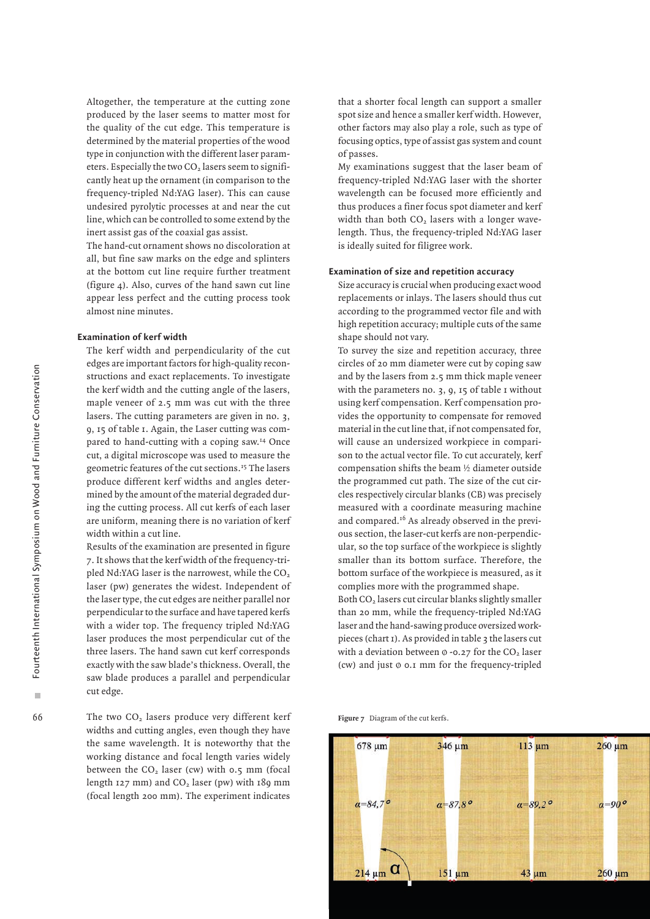Altogether, the temperature at the cutting zone produced by the laser seems to matter most for the quality of the cut edge. This temperature is determined by the material properties of the wood type in conjunction with the different laser parameters. Especially the two $CO_2$ lasers seem to significantly heat up the ornament (in comparison to the frequency-tripled Nd:YAG laser). This can cause undesired pyrolytic processes at and near the cut line, which can be controlled to some extend by the inert assist gas of the coaxial gas assist.

The hand-cut ornament shows no discoloration at all, but fine saw marks on the edge and splinters at the bottom cut line require further treatment (figure 4). Also, curves of the hand sawn cut line appear less perfect and the cutting process took almost nine minutes.

### Examination of kerf width

The kerf width and perpendicularity of the cut edges are important factors for high-quality reconstructions and exact replacements. To investigate the kerf width and the cutting angle of the lasers, maple veneer of 2.5 mm was cut with the three lasers. The cutting parameters are given in no. 3, 9, 15 of table 1. Again, the Laser cutting was compared to hand-cutting with a coping saw.[14] Once cut, a digital microscope was used to measure the geometric features of the cut sections.[15] The lasers produce different kerf widths and angles determined by the amount of the material degraded during the cutting process. All cut kerfs of each laser are uniform, meaning there is no variation of kerf width within a cut line.

Results of the examination are presented in figure 7. It shows that the kerf width of the frequency-tripled Nd:YAG laser is the narrowest, while the $CO_2$ laser (pw) generates the widest. Independent of the laser type, the cut edges are neither parallel nor perpendicular to the surface and have tapered kerfs with a wider top. The frequency tripled Nd:YAG laser produces the most perpendicular cut of the three lasers. The hand sawn cut kerf corresponds exactly with the saw blade's thickness. Overall, the saw blade produces a parallel and perpendicular cut edge.

The two $CO_2$ lasers produce very different kerf widths and cutting angles, even though they have the same wavelength. It is noteworthy that the working distance and focal length varies widely between the $CO_2$ laser (cw) with 0.5 mm (focal length 127 mm) and $CO_2$ laser (pw) with 189 mm (focal length 200 mm). The experiment indicates that a shorter focal length can support a smaller spot size and hence a smaller kerf width. However, other factors may also play a role, such as type of focusing optics, type of assist gas system and count of passes.

My examinations suggest that the laser beam of frequency-tripled Nd:YAG laser with the shorter wavelength can be focused more efficiently and thus produces a finer focus spot diameter and kerf width than both $CO_2$ lasers with a longer wavelength. Thus, the frequency-tripled Nd:YAG laser is ideally suited for filigree work.

### Examination of size and repetition accuracy

Size accuracy is crucial when producing exact wood replacements or inlays. The lasers should thus cut according to the programmed vector file and with high repetition accuracy; multiple cuts of the same shape should not vary.

To survey the size and repetition accuracy, three circles of 20 mm diameter were cut by coping saw and by the lasers from 2.5 mm thick maple veneer with the parameters no. 3, 9, 15 of table 1 without using kerf compensation. Kerf compensation provides the opportunity to compensate for removed material in the cut line that, if not compensated for, will cause an undersized workpiece in comparison to the actual vector file. To cut accurately, kerf compensation shifts the beam ½ diameter outside the programmed cut path. The size of the cut circles respectively circular blanks (CB) was precisely measured with a coordinate measuring machine and compared.[16] As already observed in the previous section, the laser-cut kerfs are non-perpendicular, so the top surface of the workpiece is slightly smaller than its bottom surface. Therefore, the bottom surface of the workpiece is measured, as it complies more with the programmed shape.

Both $CO_2$ lasers cut circular blanks slightly smaller than 20 mm, while the frequency-tripled Nd:YAG laser and the hand-sawing produce oversized workpieces (chart 1). As provided in table 3 the lasers cut with a deviation between ø -0.27 for the $CO_2$ laser (cw) and just ø 0.1 mm for the frequency-tripled

**Figure 7** Diagram of the cut kerfs.

| 678 µm | 346 µm | 113 µm | 260 µm |
|---|---|---|---|
| $\alpha$=84,7° | $\alpha$=87,8° | $\alpha$=89,2° | $\alpha$=90° |
| 214 µm | 151 µm | 43 µm | 260 µm |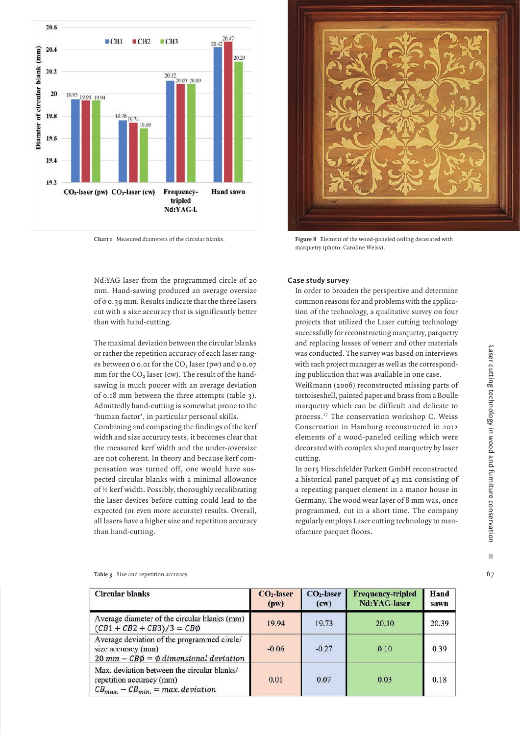Chart 1 Measured diameters of the circular blanks.

Figure 8 Element of the wood-paneled ceiling decorated with marquetry (photo: Caroline Weiss).

Nd:YAG laser from the programmed circle of 20 mm. Hand-sawing produced an average oversize of ø 0.39 mm. Results indicate that the three lasers cut with a size accuracy that is significantly better than with hand-cutting.

The maximal deviation between the circular blanks or rather the repetition accuracy of each laser ranges between ø 0.01 for the $CO_2$ laser (pw) and ø 0.07 mm for the $CO_2$ laser (cw). The result of the hand-sawing is much poorer with an average deviation of 0.18 mm between the three attempts (table 3). Admittedly hand-cutting is somewhat prone to the 'human factor', in particular personal skills.
Combining and comparing the findings of the kerf width and size accuracy tests, it becomes clear that the measured kerf width and the under-/oversize are not coherent. In theory and because kerf compensation was turned off, one would have suspected circular blanks with a minimal allowance of ½ kerf width. Possibly, thoroughly recalibrating the laser devices before cutting could lead to the expected (or even more accurate) results. Overall, all lasers have a higher size and repetition accuracy than hand-cutting.

### Case study survey

In order to broaden the perspective and determine common reasons for and problems with the application of the technology, a qualitative survey on four projects that utilized the Laser cutting technology successfully for reconstructing marquetry, parquetry and replacing losses of veneer and other materials was conducted. The survey was based on interviews with each project manager as well as the corresponding publication that was available in one case.
Weißmann (2006) reconstructed missing parts of tortoiseshell, painted paper and brass from a Boulle marquetry which can be difficult and delicate to process.[17] The conservation workshop C. Weiss Conservation in Hamburg reconstructed in 2012 elements of a wood-paneled ceiling which were decorated with complex shaped marquetry by laser cutting.
In 2015 Hirschfelder Parkett GmbH reconstructed a historical panel parquet of 43 m2 consisting of a repeating parquet element in a manor house in Germany. The wood wear layer of 8 mm was, once programmed, cut in a short time. The company regularly employs Laser cutting technology to manufacture parquet floors.

Table 3 Size and repetition accuracy.

| Circular blanks | $CO_2$-laser (pw) | $CO_2$-laser (cw) | Frequency-tripled Nd:YAG-laser | Hand sawn |
|---|---|---|---|---|
| Average diameter of the circular blanks (mm) $(CB1 + CB2 + CB3)/3 = CBø$ | 19.94 | 19.73 | 20.10 | 20.39 |
| Average deviation of the programmed circle/ size accuracy (mm) $20\ mm - CBø = ø\ dimensional\ deviation$ | -0.06 | -0.27 | 0.10 | 0.39 |
| Max. deviation between the circular blanks/ repetition accuracy (mm) $CB_{max.} - CB_{min.} = max. deviation$ | 0.01 | 0.07 | 0.03 | 0.18 |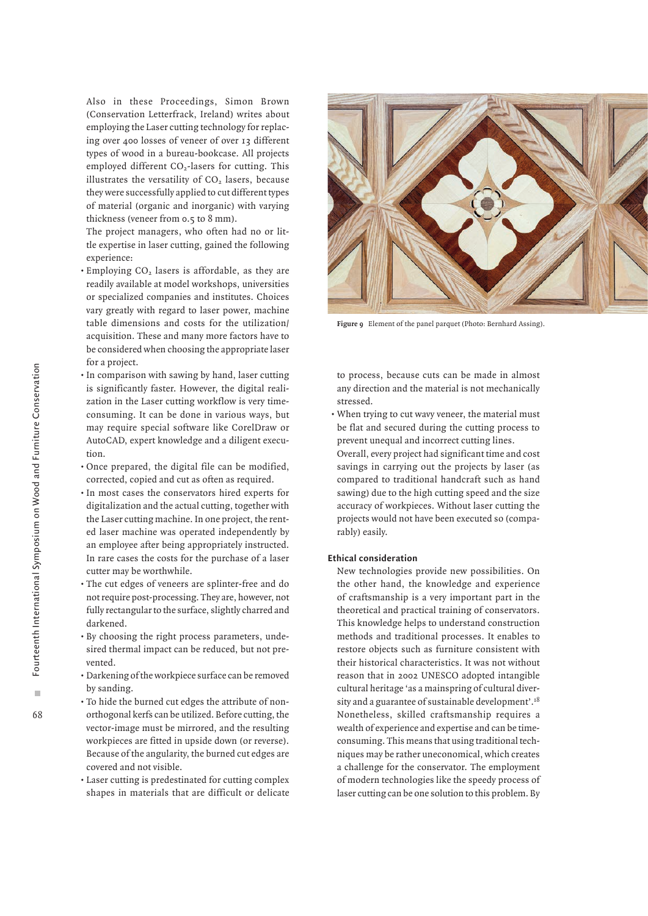Also in these Proceedings, Simon Brown (Conservation Letterfrack, Ireland) writes about employing the Laser cutting technology for replacing over 400 losses of veneer of over 13 different types of wood in a bureau-bookcase. All projects employed different $CO_2$-lasers for cutting. This illustrates the versatility of $CO_2$ lasers, because they were successfully applied to cut different types of material (organic and inorganic) with varying thickness (veneer from 0.5 to 8 mm).

The project managers, who often had no or little expertise in laser cutting, gained the following experience:

- Employing $CO_2$ lasers is affordable, as they are readily available at model workshops, universities or specialized companies and institutes. Choices vary greatly with regard to laser power, machine table dimensions and costs for the utilization/acquisition. These and many more factors have to be considered when choosing the appropriate laser for a project.
- In comparison with sawing by hand, laser cutting is significantly faster. However, the digital realization in the Laser cutting workflow is very time-consuming. It can be done in various ways, but may require special software like CorelDraw or AutoCAD, expert knowledge and a diligent execution.
- Once prepared, the digital file can be modified, corrected, copied and cut as often as required.
- In most cases the conservators hired experts for digitalization and the actual cutting, together with the Laser cutting machine. In one project, the rented laser machine was operated independently by an employee after being appropriately instructed. In rare cases the costs for the purchase of a laser cutter may be worthwhile.
- The cut edges of veneers are splinter-free and do not require post-processing. They are, however, not fully rectangular to the surface, slightly charred and darkened.
- By choosing the right process parameters, undesired thermal impact can be reduced, but not prevented.
- Darkening of the workpiece surface can be removed by sanding.
- To hide the burned cut edges the attribute of non-orthogonal kerfs can be utilized. Before cutting, the vector-image must be mirrored, and the resulting workpieces are fitted in upside down (or reverse). Because of the angularity, the burned cut edges are covered and not visible.
- Laser cutting is predestinated for cutting complex shapes in materials that are difficult or delicate to process, because cuts can be made in almost any direction and the material is not mechanically stressed.
- When trying to cut wavy veneer, the material must be flat and secured during the cutting process to prevent unequal and incorrect cutting lines.

Overall, every project had significant time and cost savings in carrying out the projects by laser (as compared to traditional handcraft such as hand sawing) due to the high cutting speed and the size accuracy of workpieces. Without laser cutting the projects would not have been executed so (comparably) easily.

**Figure 9** Element of the panel parquet (Photo: Bernhard Assing).

### Ethical consideration

New technologies provide new possibilities. On the other hand, the knowledge and experience of craftsmanship is a very important part in the theoretical and practical training of conservators. This knowledge helps to understand construction methods and traditional processes. It enables to restore objects such as furniture consistent with their historical characteristics. It was not without reason that in 2002 UNESCO adopted intangible cultural heritage 'as a mainspring of cultural diversity and a guarantee of sustainable development'.[18] Nonetheless, skilled craftsmanship requires a wealth of experience and expertise and can be time-consuming. This means that using traditional techniques may be rather uneconomical, which creates a challenge for the conservator. The employment of modern technologies like the speedy process of laser cutting can be one solution to this problem. By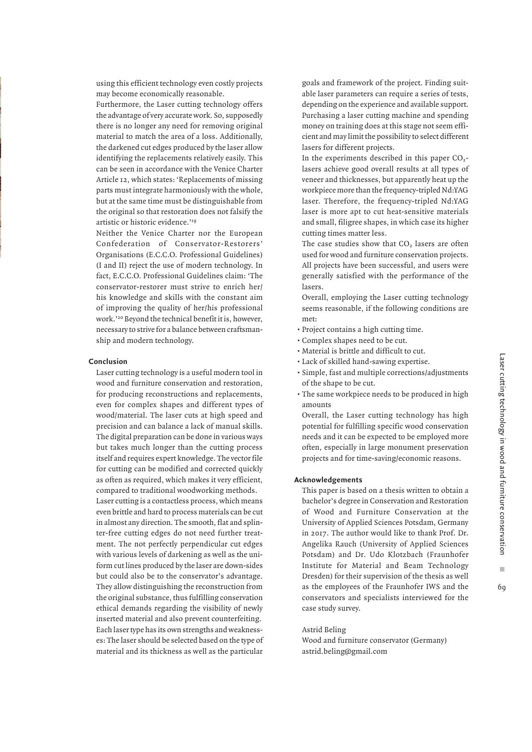using this efficient technology even costly projects may become economically reasonable.

Furthermore, the Laser cutting technology offers the advantage of very accurate work. So, supposedly there is no longer any need for removing original material to match the area of a loss. Additionally, the darkened cut edges produced by the laser allow identifying the replacements relatively easily. This can be seen in accordance with the Venice Charter Article 12, which states: 'Replacements of missing parts must integrate harmoniously with the whole, but at the same time must be distinguishable from the original so that restoration does not falsify the artistic or historic evidence.'[19]

Neither the Venice Charter nor the European Confederation of Conservator-Restorers' Organisations (E.C.C.O. Professional Guidelines) (I and II) reject the use of modern technology. In fact, E.C.C.O. Professional Guidelines claim: 'The conservator-restorer must strive to enrich her/his knowledge and skills with the constant aim of improving the quality of her/his professional work.'[20] Beyond the technical benefit it is, however, necessary to strive for a balance between craftsmanship and modern technology.

## Conclusion

Laser cutting technology is a useful modern tool in wood and furniture conservation and restoration, for producing reconstructions and replacements, even for complex shapes and different types of wood/material. The laser cuts at high speed and precision and can balance a lack of manual skills. The digital preparation can be done in various ways but takes much longer than the cutting process itself and requires expert knowledge. The vector file for cutting can be modified and corrected quickly as often as required, which makes it very efficient, compared to traditional woodworking methods.

Laser cutting is a contactless process, which means even brittle and hard to process materials can be cut in almost any direction. The smooth, flat and splinter-free cutting edges do not need further treatment. The not perfectly perpendicular cut edges with various levels of darkening as well as the uniform cut lines produced by the laser are down-sides but could also be to the conservator's advantage. They allow distinguishing the reconstruction from the original substance, thus fulfilling conservation ethical demands regarding the visibility of newly inserted material and also prevent counterfeiting.

Each laser type has its own strengths and weaknesses: The laser should be selected based on the type of material and its thickness as well as the particular goals and framework of the project. Finding suitable laser parameters can require a series of tests, depending on the experience and available support. Purchasing a laser cutting machine and spending money on training does at this stage not seem efficient and may limit the possibility to select different lasers for different projects.

In the experiments described in this paper $CO_2$-lasers achieve good overall results at all types of veneer and thicknesses, but apparently heat up the workpiece more than the frequency-tripled Nd:YAG laser. Therefore, the frequency-tripled Nd:YAG laser is more apt to cut heat-sensitive materials and small, filigree shapes, in which case its higher cutting times matter less.

The case studies show that $CO_2$ lasers are often used for wood and furniture conservation projects. All projects have been successful, and users were generally satisfied with the performance of the lasers.

Overall, employing the Laser cutting technology seems reasonable, if the following conditions are met:

- Project contains a high cutting time.
- Complex shapes need to be cut.
- Material is brittle and difficult to cut.
- Lack of skilled hand-sawing expertise.
- Simple, fast and multiple corrections/adjustments of the shape to be cut.
- The same workpiece needs to be produced in high amounts

Overall, the Laser cutting technology has high potential for fulfilling specific wood conservation needs and it can be expected to be employed more often, especially in large monument preservation projects and for time-saving/economic reasons.

## Acknowledgements

This paper is based on a thesis written to obtain a bachelor's degree in Conservation and Restoration of Wood and Furniture Conservation at the University of Applied Sciences Potsdam, Germany in 2017. The author would like to thank Prof. Dr. Angelika Rauch (University of Applied Sciences Potsdam) and Dr. Udo Klotzbach (Fraunhofer Institute for Material and Beam Technology Dresden) for their supervision of the thesis as well as the employees of the Fraunhofer IWS and the conservators and specialists interviewed for the case study survey.

Astrid Beling
Wood and furniture conservator (Germany)
astrid.beling@gmail.com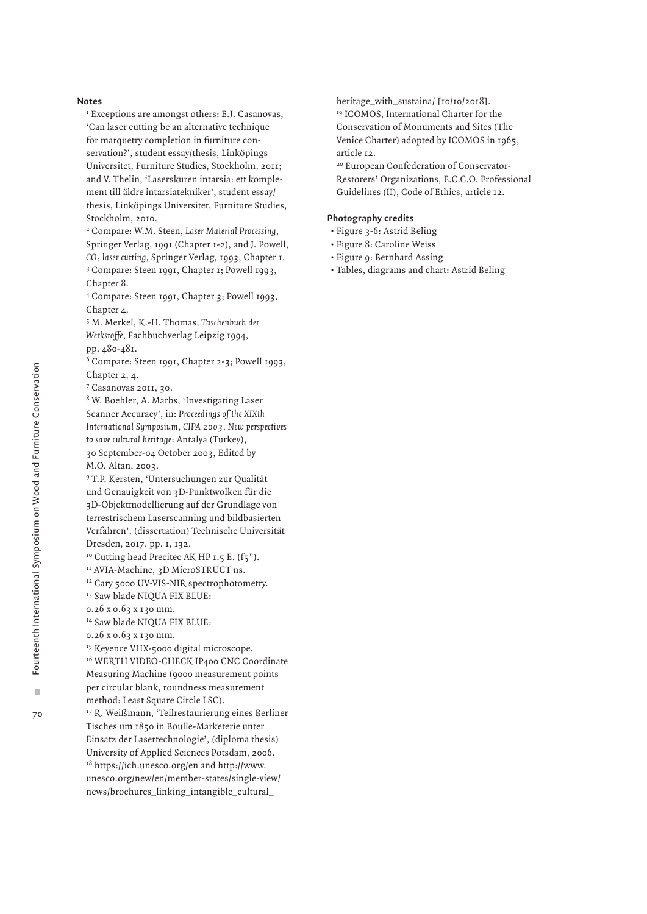## Notes

[1] Exceptions are amongst others: E.J. Casanovas, 'Can laser cutting be an alternative technique for marquetry completion in furniture conservation?', student essay/thesis, Linköpings Universitet, Furniture Studies, Stockholm, 2011; and V. Thelin, 'Laserskuren intarsia: ett komplement till äldre intarsiatekniker', student essay/thesis, Linköpings Universitet, Furniture Studies, Stockholm, 2010.

[2] Compare: W.M. Steen, *Laser Material Processing*, Springer Verlag, 1991 (Chapter 1-2), and J. Powell, *$CO_2$ laser cutting*, Springer Verlag, 1993, Chapter 1.

[3] Compare: Steen 1991, Chapter 1; Powell 1993, Chapter 8.

[4] Compare: Steen 1991, Chapter 3; Powell 1993, Chapter 4.

[5] M. Merkel, K.-H. Thomas, *Taschenbuch der Werkstoffe*, Fachbuchverlag Leipzig 1994, pp. 480-481.

[6] Compare: Steen 1991, Chapter 2-3; Powell 1993, Chapter 2, 4.

[7] Casanovas 2011, 30.

[8] W. Boehler, A. Marbs, 'Investigating Laser Scanner Accuracy', in: *Proceedings of the XIXth International Symposium, CIPA 2003, New perspectives to save cultural heritage*: Antalya (Turkey), 30 September-04 October 2003, Edited by M.O. Altan, 2003.

[9] T.P. Kersten, 'Untersuchungen zur Qualität und Genauigkeit von 3D-Punktwolken für die 3D-Objektmodellierung auf der Grundlage von terrestrischem Laserscanning und bildbasierten Verfahren', (dissertation) Technische Universität Dresden, 2017, pp. 1, 132.

[10] Cutting head Precitec AK HP 1.5 E. (f5").

[11] AVIA-Machine, 3D MicroSTRUCT ns.

[12] Cary 5000 UV-VIS-NIR spectrophotometry.

[13] Saw blade NIQUA FIX BLUE: 0.26 x 0.63 x 130 mm.

[14] Saw blade NIQUA FIX BLUE: 0.26 x 0.63 x 130 mm.

[15] Keyence VHX-5000 digital microscope.

[16] WERTH VIDEO-CHECK IP400 CNC Coordinate Measuring Machine (9000 measurement points per circular blank, roundness measurement method: Least Square Circle LSC).

[17] R. Weißmann, 'Teilrestaurierung eines Berliner Tisches um 1850 in Boulle-Marketerie unter Einsatz der Lasertechnologie', (diploma thesis) University of Applied Sciences Potsdam, 2006.

[18] https://ich.unesco.org/en and http://www.unesco.org/new/en/member-states/single-view/news/brochures_linking_intangible_cultural_heritage_with_sustaina/ [10/10/2018].

[19] ICOMOS, International Charter for the Conservation of Monuments and Sites (The Venice Charter) adopted by ICOMOS in 1965, article 12.

[20] European Confederation of Conservator-Restorers' Organizations, E.C.C.O. Professional Guidelines (II), Code of Ethics, article 12.

## Photography credits

- Figure 3-6: Astrid Beling
- Figure 8: Caroline Weiss
- Figure 9: Bernhard Assing
- Tables, diagrams and chart: Astrid Beling